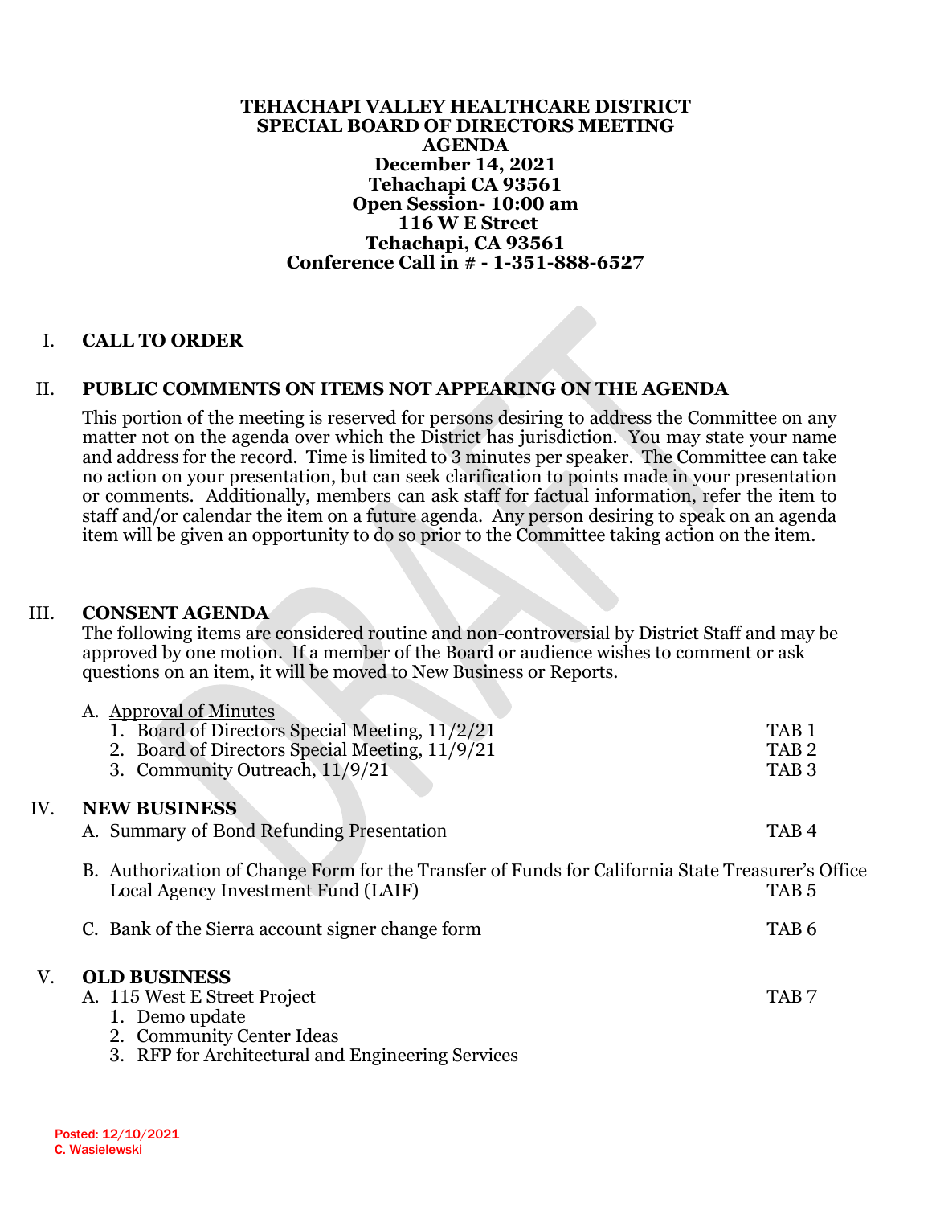**TEHACHAPI VALLEY HEALTHCARE DISTRICT**
**SPECIAL BOARD OF DIRECTORS MEETING**
**AGENDA**
**December 14, 2021**
**Tehachapi CA 93561**
**Open Session- 10:00 am**
**116 W E Street**
**Tehachapi, CA 93561**
**Conference Call in # - 1-351-888-6527**

## I. CALL TO ORDER

## II. PUBLIC COMMENTS ON ITEMS NOT APPEARING ON THE AGENDA

This portion of the meeting is reserved for persons desiring to address the Committee on any matter not on the agenda over which the District has jurisdiction. You may state your name and address for the record. Time is limited to 3 minutes per speaker. The Committee can take no action on your presentation, but can seek clarification to points made in your presentation or comments. Additionally, members can ask staff for factual information, refer the item to staff and/or calendar the item on a future agenda. Any person desiring to speak on an agenda item will be given an opportunity to do so prior to the Committee taking action on the item.

## III. CONSENT AGENDA

The following items are considered routine and non-controversial by District Staff and may be approved by one motion. If a member of the Board or audience wishes to comment or ask questions on an item, it will be moved to New Business or Reports.

A. Approval of Minutes
1. Board of Directors Special Meeting, 11/2/21 — TAB 1
2. Board of Directors Special Meeting, 11/9/21 — TAB 2
3. Community Outreach, 11/9/21 — TAB 3

## IV. NEW BUSINESS

A. Summary of Bond Refunding Presentation — TAB 4

B. Authorization of Change Form for the Transfer of Funds for California State Treasurer's Office Local Agency Investment Fund (LAIF) — TAB 5

C. Bank of the Sierra account signer change form — TAB 6

## V. OLD BUSINESS

A. 115 West E Street Project — TAB 7
1. Demo update
2. Community Center Ideas
3. RFP for Architectural and Engineering Services

Posted: 12/10/2021
C. Wasielewski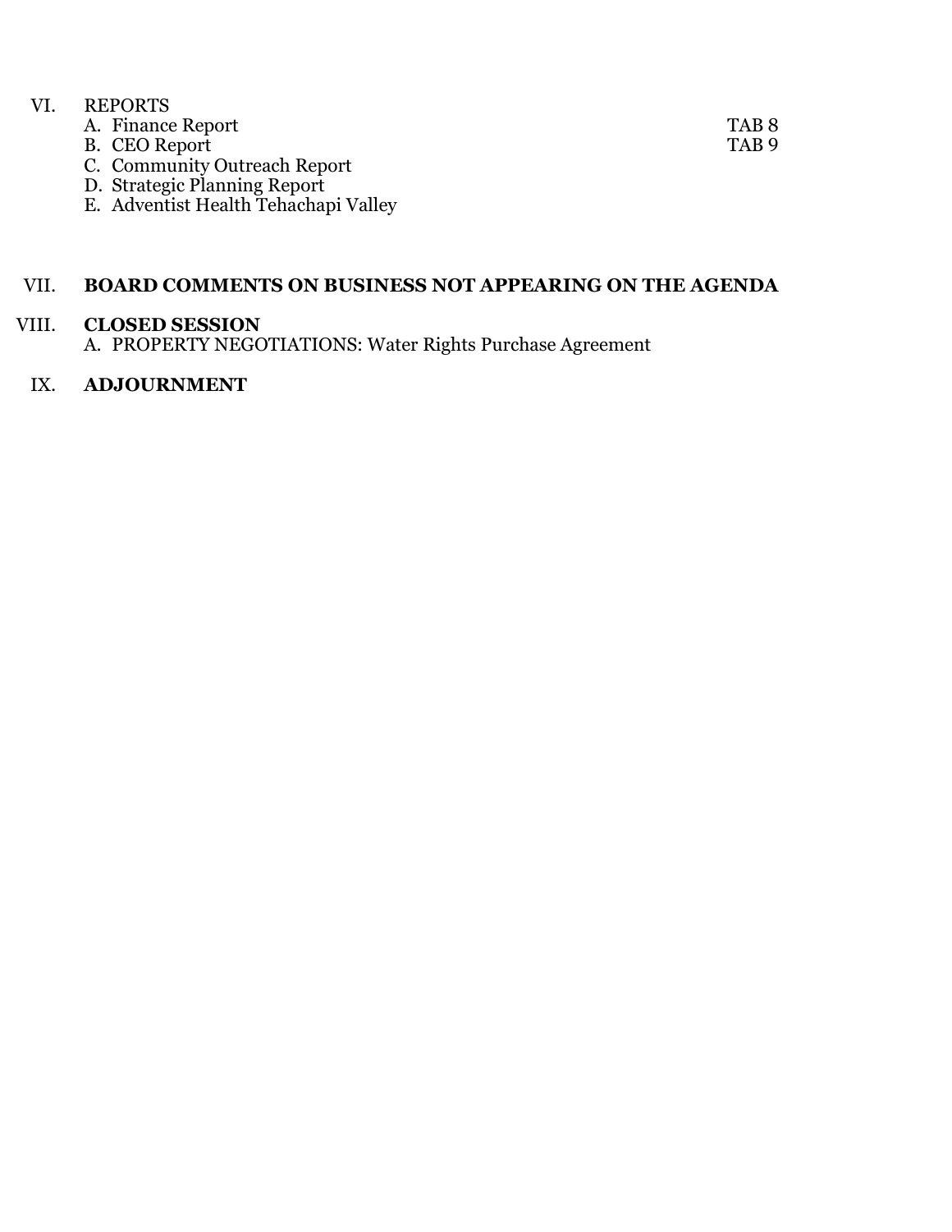VI. REPORTS

A. Finance Report TAB 8

B. CEO Report TAB 9

C. Community Outreach Report

D. Strategic Planning Report

E. Adventist Health Tehachapi Valley

VII. **BOARD COMMENTS ON BUSINESS NOT APPEARING ON THE AGENDA**

VIII. **CLOSED SESSION**

A. PROPERTY NEGOTIATIONS: Water Rights Purchase Agreement

IX. **ADJOURNMENT**